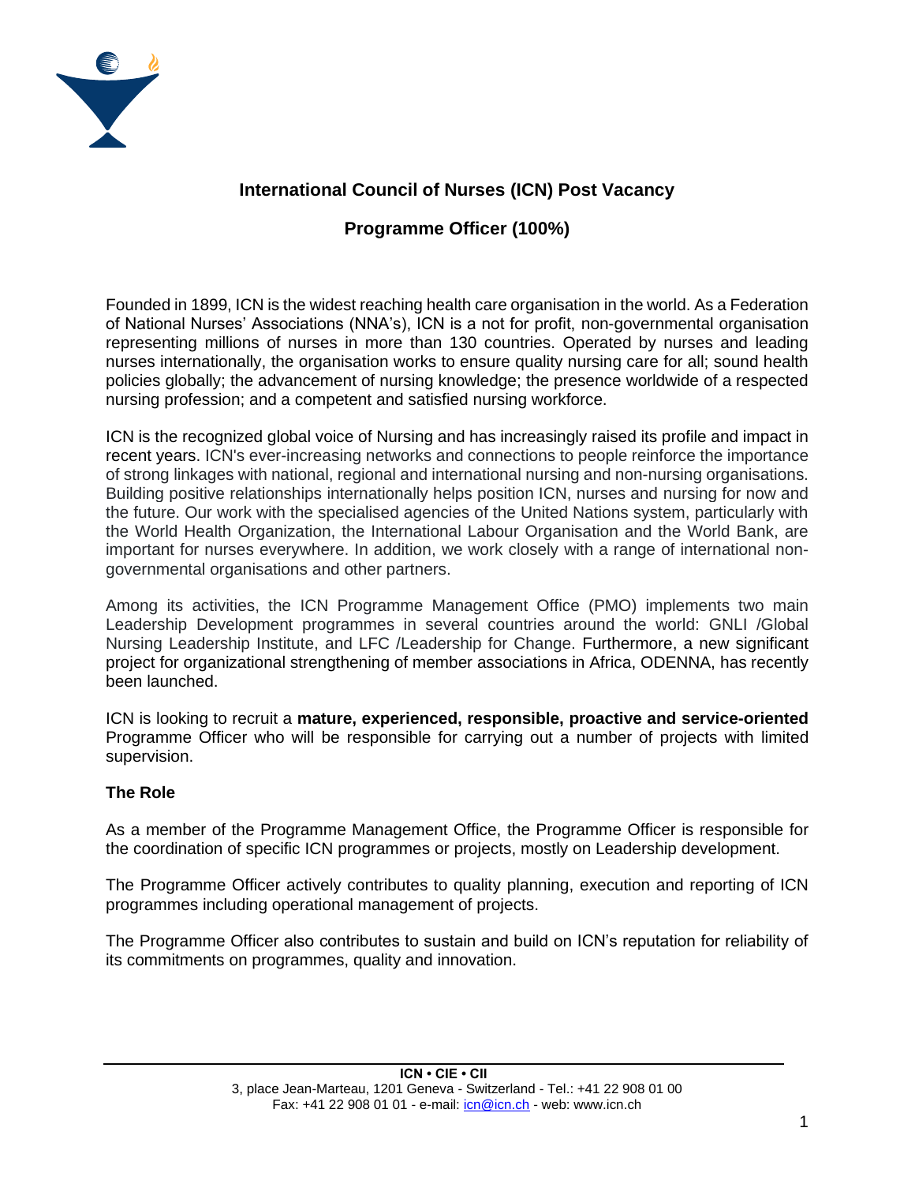# International Council of Nurses (ICN) Post Vacancy

## Programme Officer (100%)

Founded in 1899, ICN is the widest reaching health care organisation in the world. As a Federation of National Nurses' Associations (NNA's), ICN is a not for profit, non-governmental organisation representing millions of nurses in more than 130 countries. Operated by nurses and leading nurses internationally, the organisation works to ensure quality nursing care for all; sound health policies globally; the advancement of nursing knowledge; the presence worldwide of a respected nursing profession; and a competent and satisfied nursing workforce.

ICN is the recognized global voice of Nursing and has increasingly raised its profile and impact in recent years. ICN's ever-increasing networks and connections to people reinforce the importance of strong linkages with national, regional and international nursing and non-nursing organisations. Building positive relationships internationally helps position ICN, nurses and nursing for now and the future. Our work with the specialised agencies of the United Nations system, particularly with the World Health Organization, the International Labour Organisation and the World Bank, are important for nurses everywhere. In addition, we work closely with a range of international non-governmental organisations and other partners.

Among its activities, the ICN Programme Management Office (PMO) implements two main Leadership Development programmes in several countries around the world: GNLI /Global Nursing Leadership Institute, and LFC /Leadership for Change. Furthermore, a new significant project for organizational strengthening of member associations in Africa, ODENNA, has recently been launched.

ICN is looking to recruit a **mature, experienced, responsible, proactive and service-oriented** Programme Officer who will be responsible for carrying out a number of projects with limited supervision.

### The Role

As a member of the Programme Management Office, the Programme Officer is responsible for the coordination of specific ICN programmes or projects, mostly on Leadership development.

The Programme Officer actively contributes to quality planning, execution and reporting of ICN programmes including operational management of projects.

The Programme Officer also contributes to sustain and build on ICN's reputation for reliability of its commitments on programmes, quality and innovation.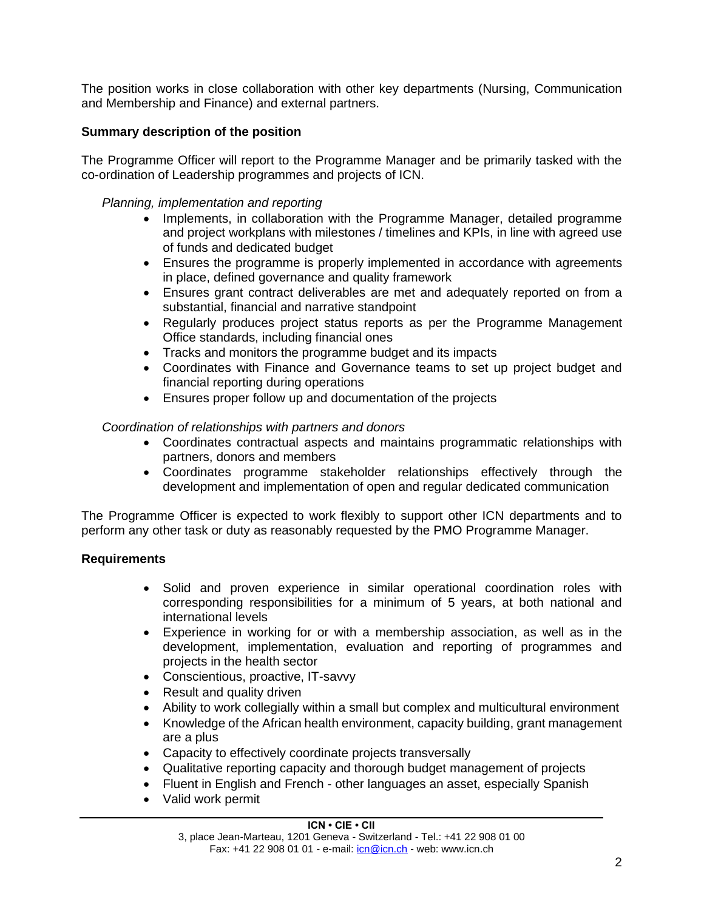The position works in close collaboration with other key departments (Nursing, Communication and Membership and Finance) and external partners.

**Summary description of the position**

The Programme Officer will report to the Programme Manager and be primarily tasked with the co-ordination of Leadership programmes and projects of ICN.

*Planning, implementation and reporting*

- Implements, in collaboration with the Programme Manager, detailed programme and project workplans with milestones / timelines and KPIs, in line with agreed use of funds and dedicated budget
- Ensures the programme is properly implemented in accordance with agreements in place, defined governance and quality framework
- Ensures grant contract deliverables are met and adequately reported on from a substantial, financial and narrative standpoint
- Regularly produces project status reports as per the Programme Management Office standards, including financial ones
- Tracks and monitors the programme budget and its impacts
- Coordinates with Finance and Governance teams to set up project budget and financial reporting during operations
- Ensures proper follow up and documentation of the projects

*Coordination of relationships with partners and donors*

- Coordinates contractual aspects and maintains programmatic relationships with partners, donors and members
- Coordinates programme stakeholder relationships effectively through the development and implementation of open and regular dedicated communication

The Programme Officer is expected to work flexibly to support other ICN departments and to perform any other task or duty as reasonably requested by the PMO Programme Manager.

**Requirements**

- Solid and proven experience in similar operational coordination roles with corresponding responsibilities for a minimum of 5 years, at both national and international levels
- Experience in working for or with a membership association, as well as in the development, implementation, evaluation and reporting of programmes and projects in the health sector
- Conscientious, proactive, IT-savvy
- Result and quality driven
- Ability to work collegially within a small but complex and multicultural environment
- Knowledge of the African health environment, capacity building, grant management are a plus
- Capacity to effectively coordinate projects transversally
- Qualitative reporting capacity and thorough budget management of projects
- Fluent in English and French - other languages an asset, especially Spanish
- Valid work permit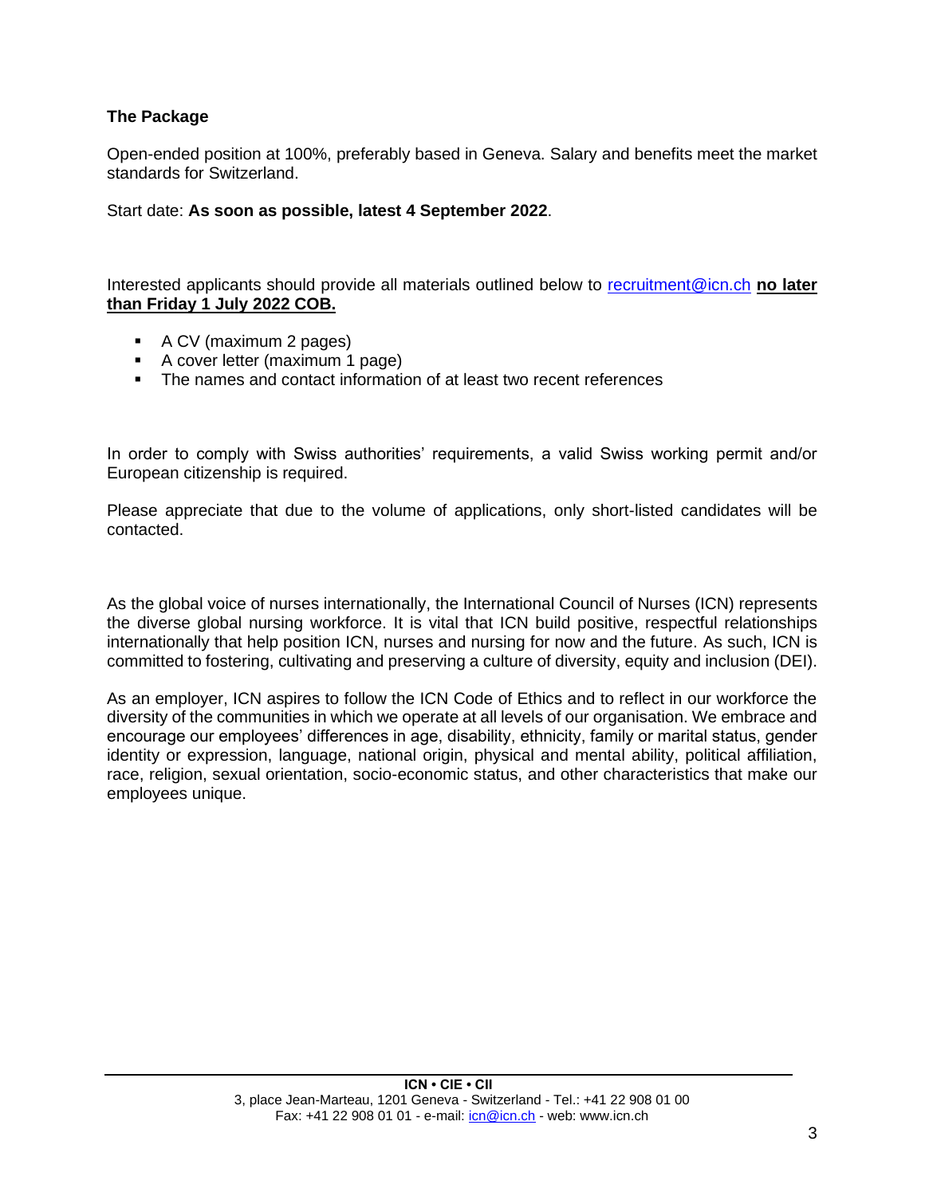**The Package**

Open-ended position at 100%, preferably based in Geneva. Salary and benefits meet the market standards for Switzerland.

Start date: **As soon as possible, latest 4 September 2022**.

Interested applicants should provide all materials outlined below to recruitment@icn.ch **no later than Friday 1 July 2022 COB.**

- A CV (maximum 2 pages)
- A cover letter (maximum 1 page)
- The names and contact information of at least two recent references

In order to comply with Swiss authorities' requirements, a valid Swiss working permit and/or European citizenship is required.

Please appreciate that due to the volume of applications, only short-listed candidates will be contacted.

As the global voice of nurses internationally, the International Council of Nurses (ICN) represents the diverse global nursing workforce. It is vital that ICN build positive, respectful relationships internationally that help position ICN, nurses and nursing for now and the future. As such, ICN is committed to fostering, cultivating and preserving a culture of diversity, equity and inclusion (DEI).

As an employer, ICN aspires to follow the ICN Code of Ethics and to reflect in our workforce the diversity of the communities in which we operate at all levels of our organisation. We embrace and encourage our employees' differences in age, disability, ethnicity, family or marital status, gender identity or expression, language, national origin, physical and mental ability, political affiliation, race, religion, sexual orientation, socio-economic status, and other characteristics that make our employees unique.